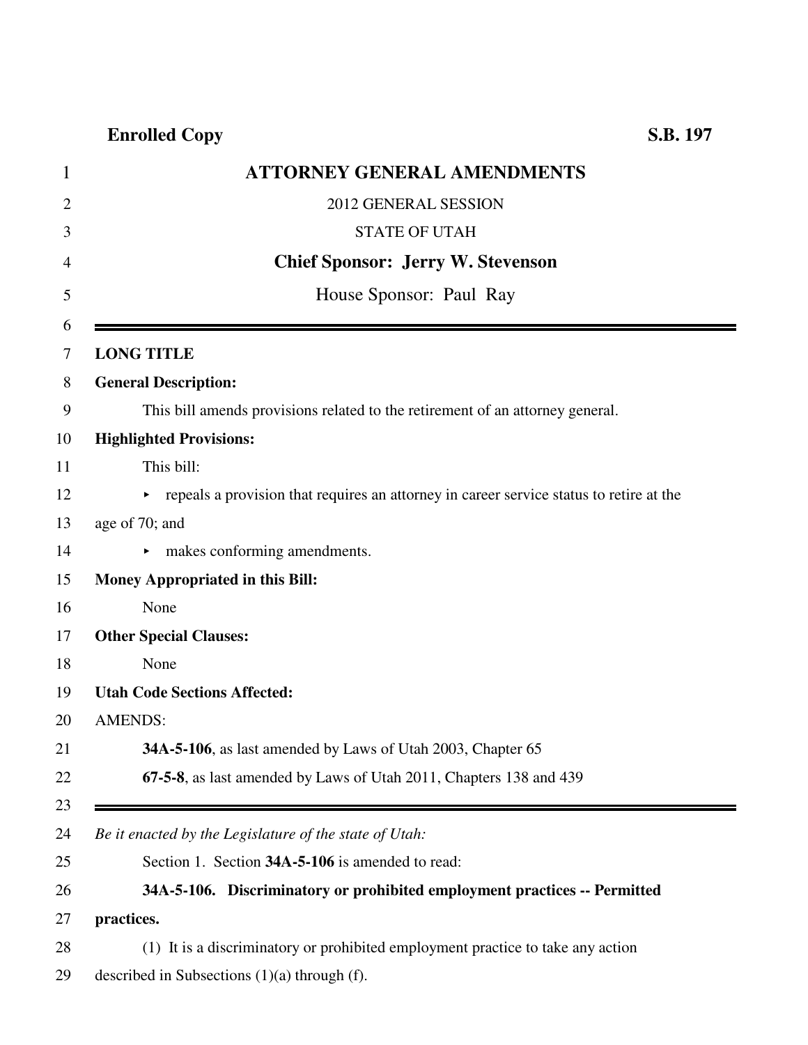**Enrolled Copy** **S.B. 197**

# ATTORNEY GENERAL AMENDMENTS

2012 GENERAL SESSION

STATE OF UTAH

**Chief Sponsor: Jerry W. Stevenson**

House Sponsor: Paul Ray

---

**LONG TITLE**

**General Description:**

This bill amends provisions related to the retirement of an attorney general.

**Highlighted Provisions:**

This bill:

- repeals a provision that requires an attorney in career service status to retire at the age of 70; and
- makes conforming amendments.

**Money Appropriated in this Bill:**

None

**Other Special Clauses:**

None

**Utah Code Sections Affected:**

AMENDS:

**34A-5-106**, as last amended by Laws of Utah 2003, Chapter 65

**67-5-8**, as last amended by Laws of Utah 2011, Chapters 138 and 439

---

*Be it enacted by the Legislature of the state of Utah:*

Section 1. Section **34A-5-106** is amended to read:

**34A-5-106. Discriminatory or prohibited employment practices -- Permitted practices.**

(1) It is a discriminatory or prohibited employment practice to take any action described in Subsections (1)(a) through (f).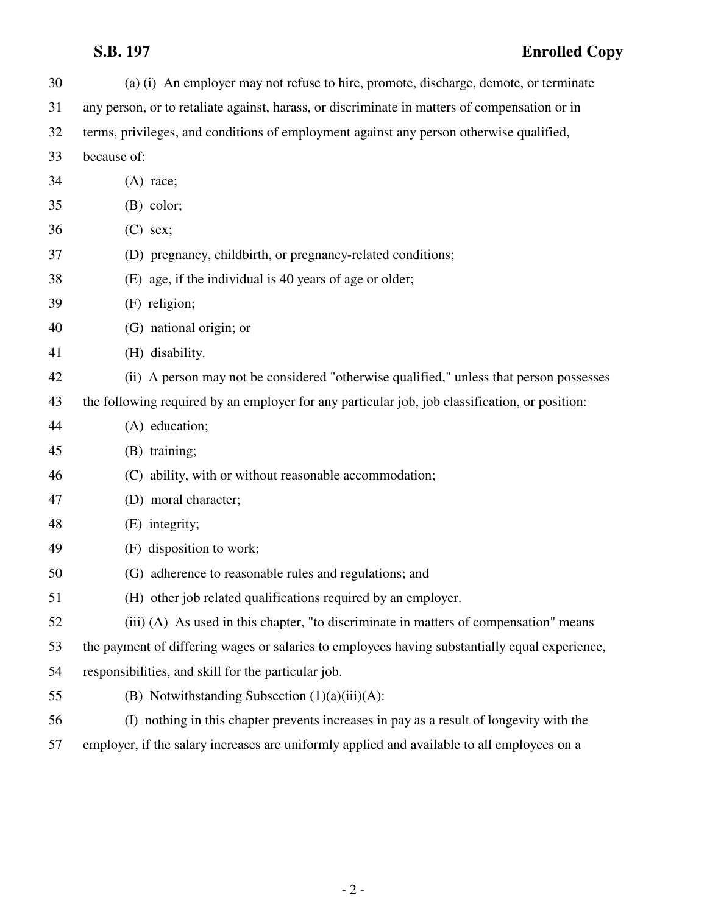(a) (i) An employer may not refuse to hire, promote, discharge, demote, or terminate any person, or to retaliate against, harass, or discriminate in matters of compensation or in terms, privileges, and conditions of employment against any person otherwise qualified, because of:

(A) race;

(B) color;

(C) sex;

(D) pregnancy, childbirth, or pregnancy-related conditions;

(E) age, if the individual is 40 years of age or older;

(F) religion;

(G) national origin; or

(H) disability.

(ii) A person may not be considered "otherwise qualified," unless that person possesses the following required by an employer for any particular job, job classification, or position:

(A) education;

(B) training;

(C) ability, with or without reasonable accommodation;

(D) moral character;

(E) integrity;

(F) disposition to work;

(G) adherence to reasonable rules and regulations; and

(H) other job related qualifications required by an employer.

(iii) (A) As used in this chapter, "to discriminate in matters of compensation" means the payment of differing wages or salaries to employees having substantially equal experience, responsibilities, and skill for the particular job.

(B) Notwithstanding Subsection (1)(a)(iii)(A):

(I) nothing in this chapter prevents increases in pay as a result of longevity with the employer, if the salary increases are uniformly applied and available to all employees on a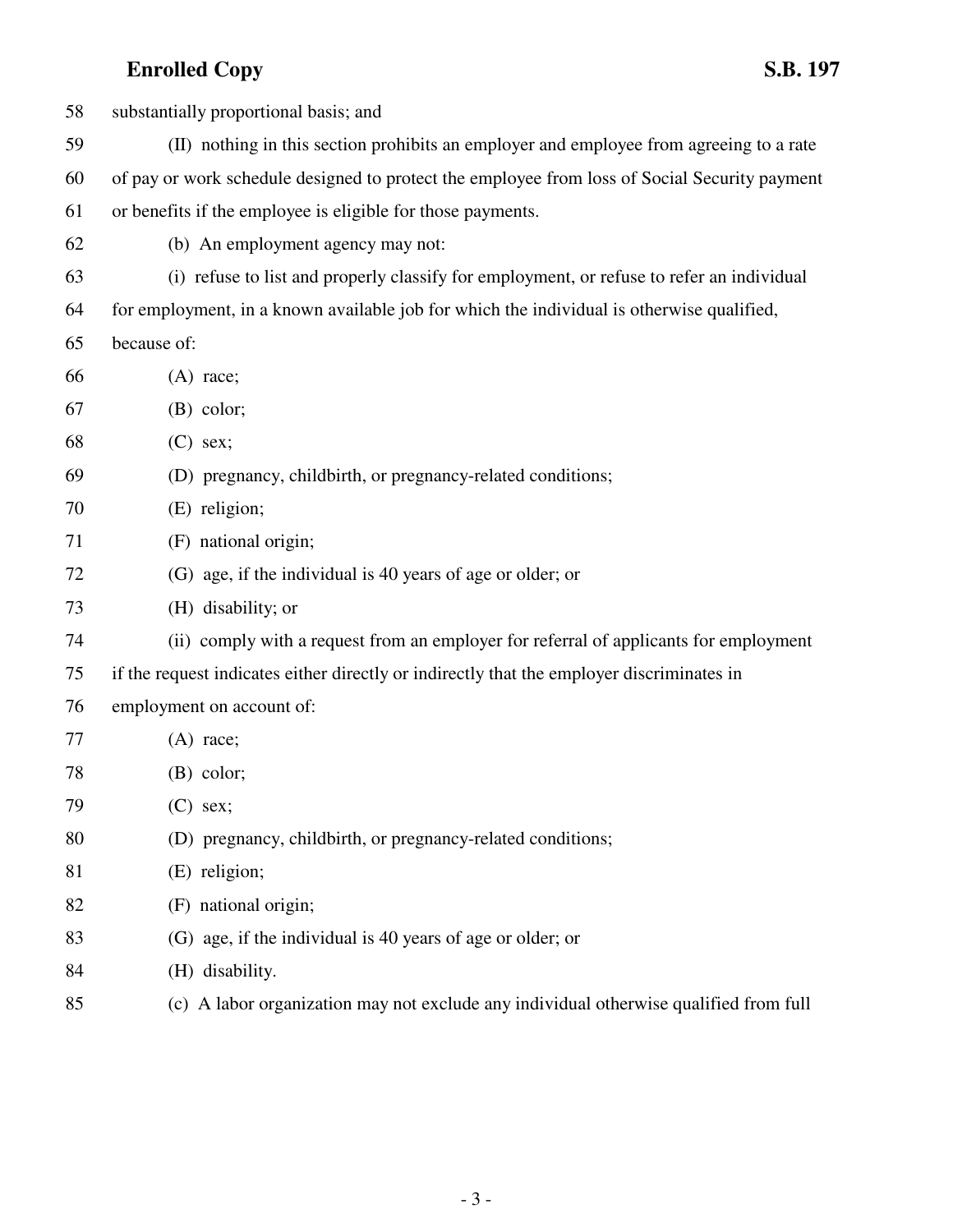substantially proportional basis; and

(II) nothing in this section prohibits an employer and employee from agreeing to a rate of pay or work schedule designed to protect the employee from loss of Social Security payment or benefits if the employee is eligible for those payments.

(b) An employment agency may not:

(i) refuse to list and properly classify for employment, or refuse to refer an individual for employment, in a known available job for which the individual is otherwise qualified, because of:

(A) race;

(B) color;

(C) sex;

(D) pregnancy, childbirth, or pregnancy-related conditions;

(E) religion;

(F) national origin;

(G) age, if the individual is 40 years of age or older; or

(H) disability; or

(ii) comply with a request from an employer for referral of applicants for employment if the request indicates either directly or indirectly that the employer discriminates in employment on account of:

(A) race;

(B) color;

(C) sex;

(D) pregnancy, childbirth, or pregnancy-related conditions;

(E) religion;

(F) national origin;

(G) age, if the individual is 40 years of age or older; or

(H) disability.

(c) A labor organization may not exclude any individual otherwise qualified from full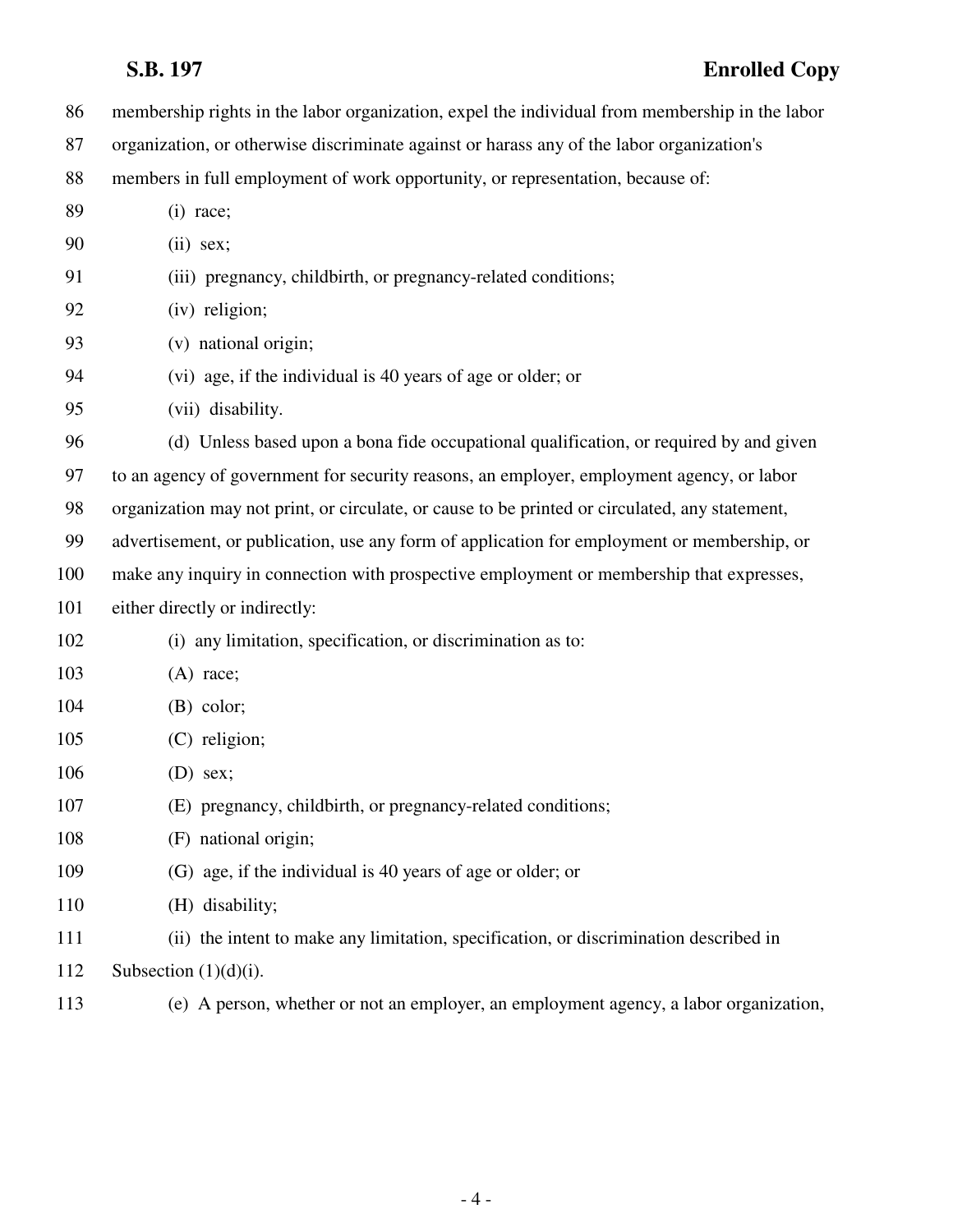membership rights in the labor organization, expel the individual from membership in the labor organization, or otherwise discriminate against or harass any of the labor organization's members in full employment of work opportunity, or representation, because of:

(i) race;

(ii) sex;

(iii) pregnancy, childbirth, or pregnancy-related conditions;

(iv) religion;

(v) national origin;

(vi) age, if the individual is 40 years of age or older; or

(vii) disability.

(d) Unless based upon a bona fide occupational qualification, or required by and given to an agency of government for security reasons, an employer, employment agency, or labor organization may not print, or circulate, or cause to be printed or circulated, any statement, advertisement, or publication, use any form of application for employment or membership, or make any inquiry in connection with prospective employment or membership that expresses, either directly or indirectly:

(i) any limitation, specification, or discrimination as to:

(A) race;

(B) color;

(C) religion;

(D) sex;

(E) pregnancy, childbirth, or pregnancy-related conditions;

(F) national origin;

(G) age, if the individual is 40 years of age or older; or

(H) disability;

(ii) the intent to make any limitation, specification, or discrimination described in Subsection (1)(d)(i).

(e) A person, whether or not an employer, an employment agency, a labor organization,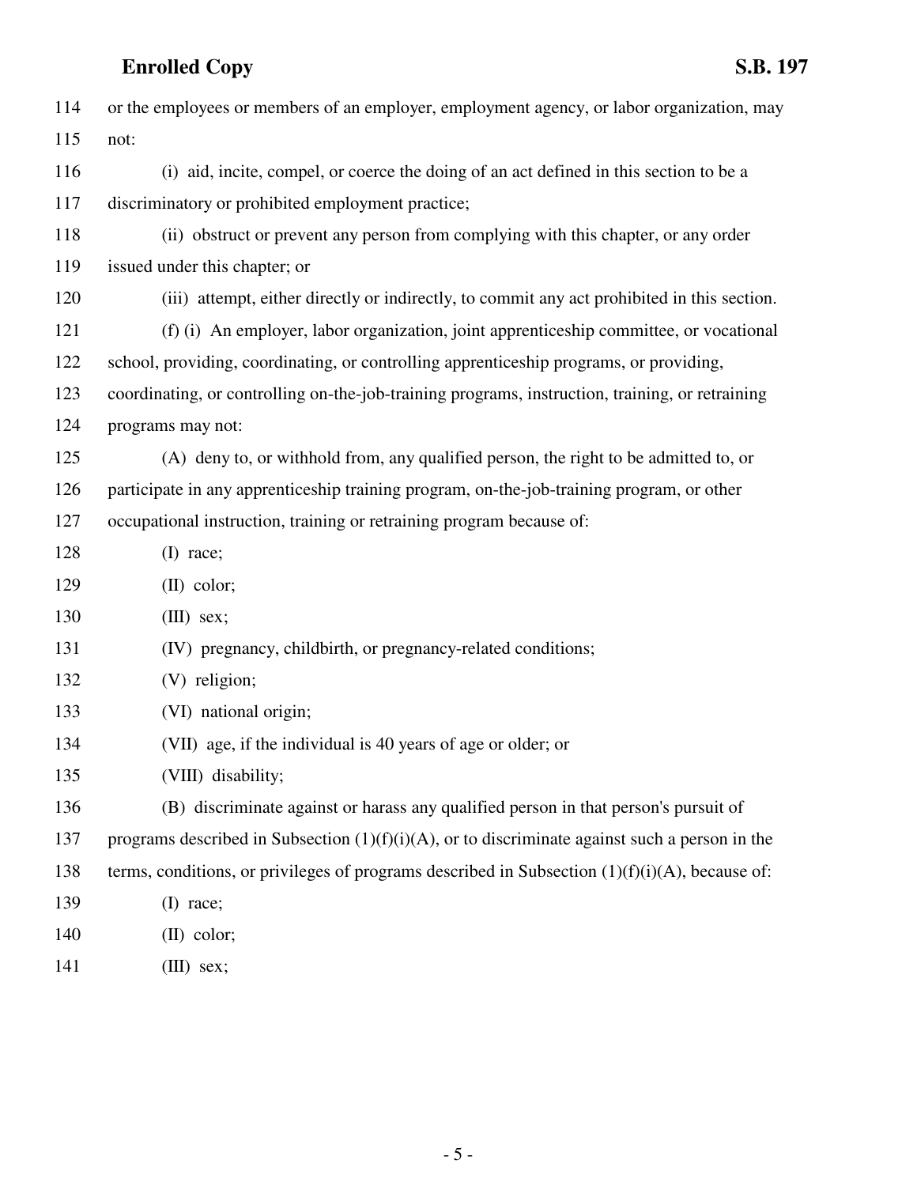or the employees or members of an employer, employment agency, or labor organization, may not:

(i) aid, incite, compel, or coerce the doing of an act defined in this section to be a discriminatory or prohibited employment practice;

(ii) obstruct or prevent any person from complying with this chapter, or any order issued under this chapter; or

(iii) attempt, either directly or indirectly, to commit any act prohibited in this section.

(f) (i) An employer, labor organization, joint apprenticeship committee, or vocational school, providing, coordinating, or controlling apprenticeship programs, or providing, coordinating, or controlling on-the-job-training programs, instruction, training, or retraining programs may not:

(A) deny to, or withhold from, any qualified person, the right to be admitted to, or participate in any apprenticeship training program, on-the-job-training program, or other occupational instruction, training or retraining program because of:

(I) race;

(II) color;

(III) sex;

(IV) pregnancy, childbirth, or pregnancy-related conditions;

(V) religion;

(VI) national origin;

(VII) age, if the individual is 40 years of age or older; or

(VIII) disability;

(B) discriminate against or harass any qualified person in that person's pursuit of programs described in Subsection (1)(f)(i)(A), or to discriminate against such a person in the terms, conditions, or privileges of programs described in Subsection (1)(f)(i)(A), because of:

(I) race;

(II) color;

(III) sex;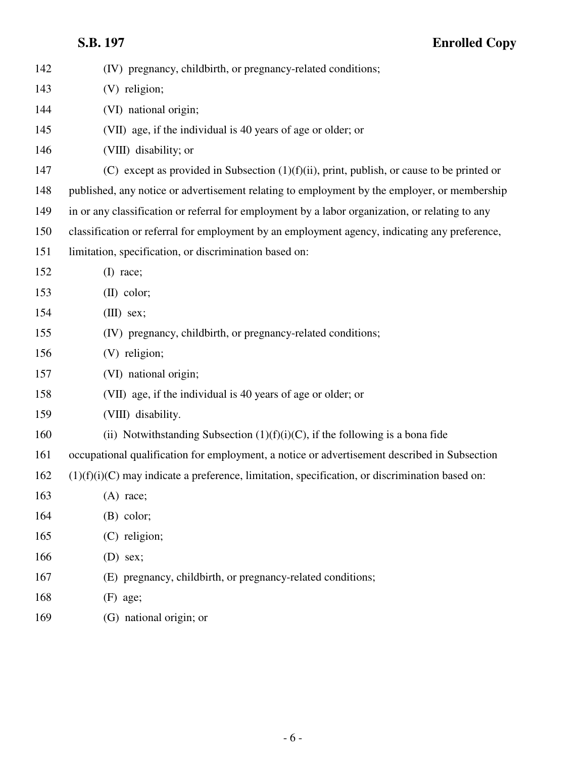(IV) pregnancy, childbirth, or pregnancy-related conditions;

(V) religion;

(VI) national origin;

(VII) age, if the individual is 40 years of age or older; or

(VIII) disability; or

(C) except as provided in Subsection (1)(f)(ii), print, publish, or cause to be printed or published, any notice or advertisement relating to employment by the employer, or membership in or any classification or referral for employment by a labor organization, or relating to any classification or referral for employment by an employment agency, indicating any preference, limitation, specification, or discrimination based on:

(I) race;

(II) color;

(III) sex;

(IV) pregnancy, childbirth, or pregnancy-related conditions;

(V) religion;

(VI) national origin;

(VII) age, if the individual is 40 years of age or older; or

(VIII) disability.

(ii) Notwithstanding Subsection (1)(f)(i)(C), if the following is a bona fide occupational qualification for employment, a notice or advertisement described in Subsection (1)(f)(i)(C) may indicate a preference, limitation, specification, or discrimination based on:

(A) race;

(B) color;

(C) religion;

(D) sex;

(E) pregnancy, childbirth, or pregnancy-related conditions;

(F) age;

(G) national origin; or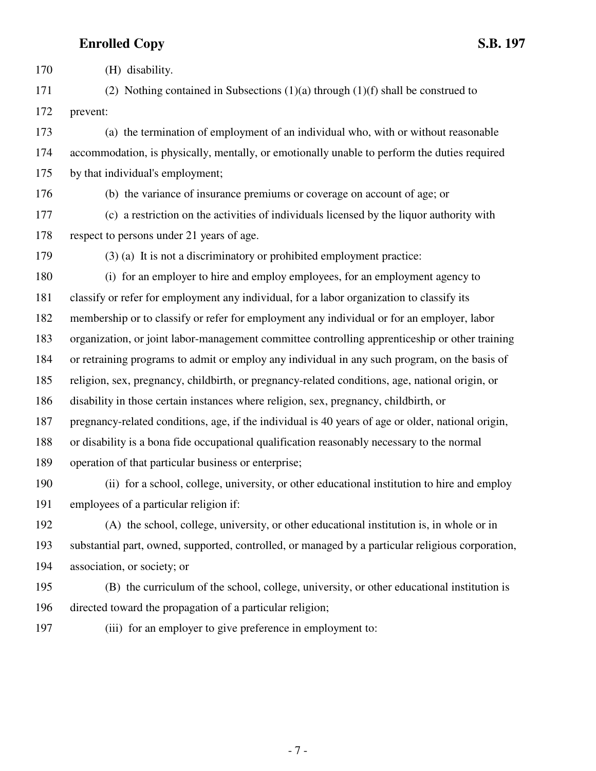(H) disability.

(2) Nothing contained in Subsections (1)(a) through (1)(f) shall be construed to prevent:

(a) the termination of employment of an individual who, with or without reasonable accommodation, is physically, mentally, or emotionally unable to perform the duties required by that individual's employment;

(b) the variance of insurance premiums or coverage on account of age; or

(c) a restriction on the activities of individuals licensed by the liquor authority with respect to persons under 21 years of age.

(3) (a) It is not a discriminatory or prohibited employment practice:

(i) for an employer to hire and employ employees, for an employment agency to classify or refer for employment any individual, for a labor organization to classify its membership or to classify or refer for employment any individual or for an employer, labor organization, or joint labor-management committee controlling apprenticeship or other training or retraining programs to admit or employ any individual in any such program, on the basis of religion, sex, pregnancy, childbirth, or pregnancy-related conditions, age, national origin, or disability in those certain instances where religion, sex, pregnancy, childbirth, or pregnancy-related conditions, age, if the individual is 40 years of age or older, national origin, or disability is a bona fide occupational qualification reasonably necessary to the normal operation of that particular business or enterprise;

(ii) for a school, college, university, or other educational institution to hire and employ employees of a particular religion if:

(A) the school, college, university, or other educational institution is, in whole or in substantial part, owned, supported, controlled, or managed by a particular religious corporation, association, or society; or

(B) the curriculum of the school, college, university, or other educational institution is directed toward the propagation of a particular religion;

(iii) for an employer to give preference in employment to: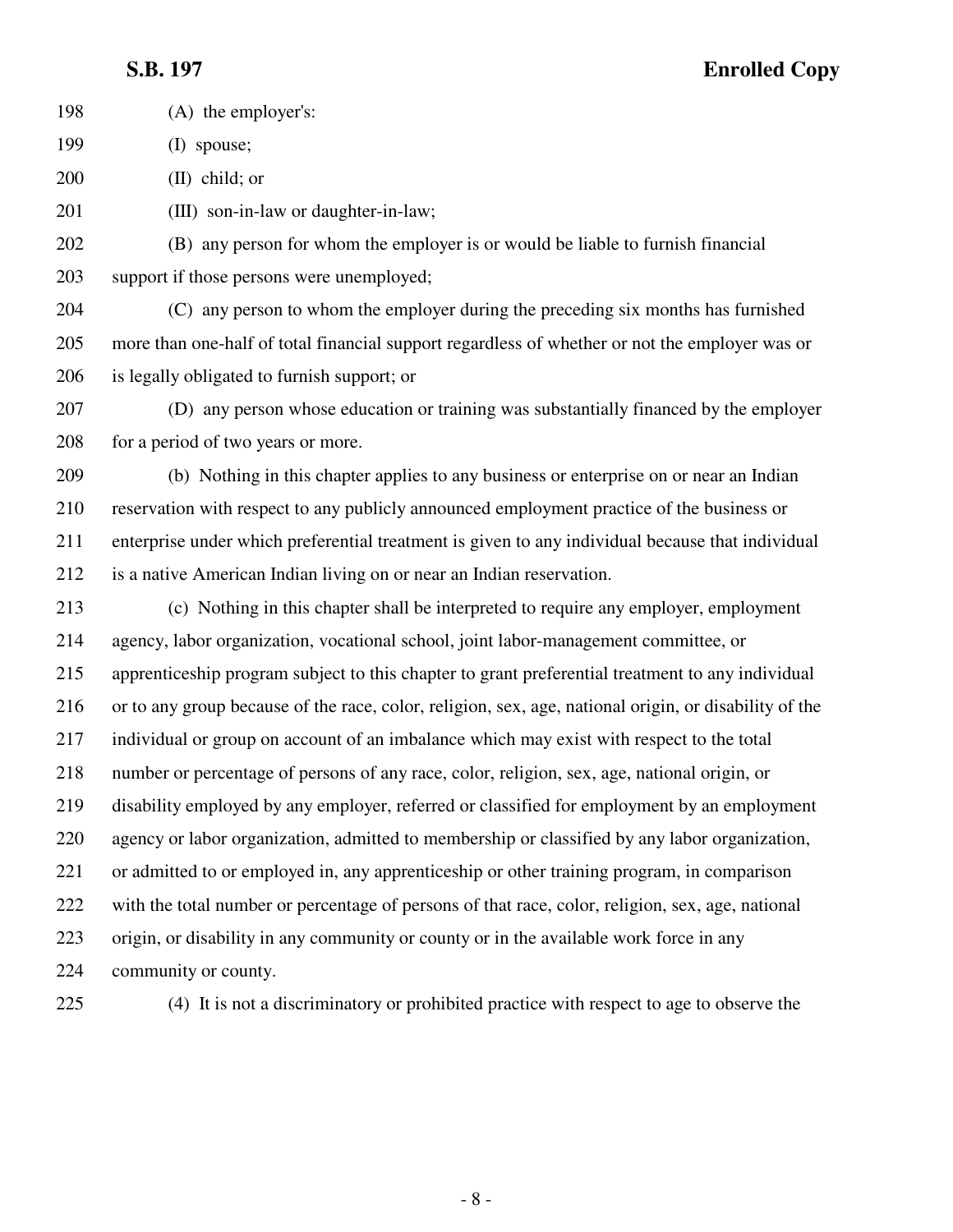(A) the employer's:

(I) spouse;

(II) child; or

(III) son-in-law or daughter-in-law;

(B) any person for whom the employer is or would be liable to furnish financial support if those persons were unemployed;

(C) any person to whom the employer during the preceding six months has furnished more than one-half of total financial support regardless of whether or not the employer was or is legally obligated to furnish support; or

(D) any person whose education or training was substantially financed by the employer for a period of two years or more.

(b) Nothing in this chapter applies to any business or enterprise on or near an Indian reservation with respect to any publicly announced employment practice of the business or enterprise under which preferential treatment is given to any individual because that individual is a native American Indian living on or near an Indian reservation.

(c) Nothing in this chapter shall be interpreted to require any employer, employment agency, labor organization, vocational school, joint labor-management committee, or apprenticeship program subject to this chapter to grant preferential treatment to any individual or to any group because of the race, color, religion, sex, age, national origin, or disability of the individual or group on account of an imbalance which may exist with respect to the total number or percentage of persons of any race, color, religion, sex, age, national origin, or disability employed by any employer, referred or classified for employment by an employment agency or labor organization, admitted to membership or classified by any labor organization, or admitted to or employed in, any apprenticeship or other training program, in comparison with the total number or percentage of persons of that race, color, religion, sex, age, national origin, or disability in any community or county or in the available work force in any community or county.

(4) It is not a discriminatory or prohibited practice with respect to age to observe the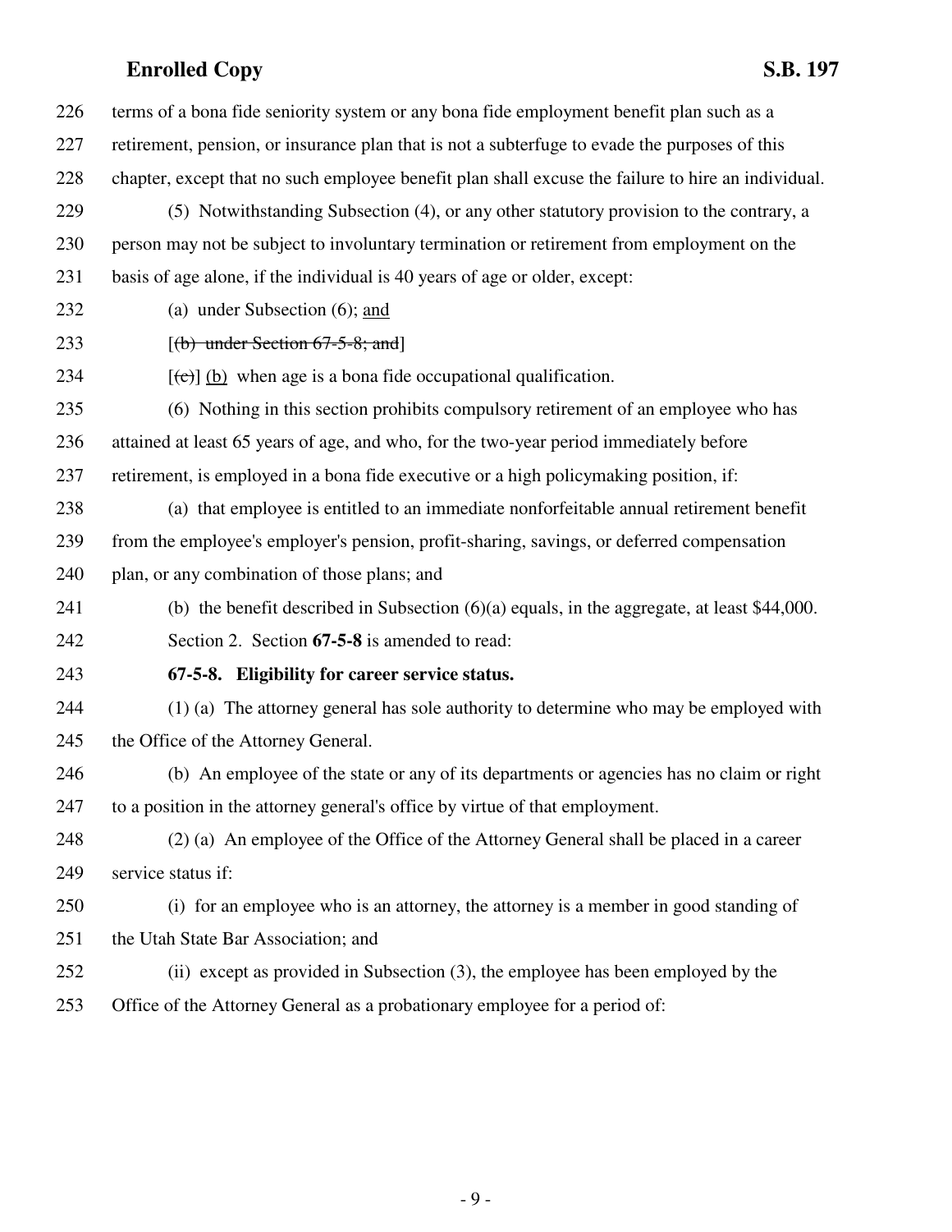terms of a bona fide seniority system or any bona fide employment benefit plan such as a retirement, pension, or insurance plan that is not a subterfuge to evade the purposes of this chapter, except that no such employee benefit plan shall excuse the failure to hire an individual.

(5) Notwithstanding Subsection (4), or any other statutory provision to the contrary, a person may not be subject to involuntary termination or retirement from employment on the basis of age alone, if the individual is 40 years of age or older, except:

(a) under Subsection (6); <u>and</u>

[~~(b) under Section 67-5-8; and~~]

[~~(c)~~] <u>(b)</u> when age is a bona fide occupational qualification.

(6) Nothing in this section prohibits compulsory retirement of an employee who has attained at least 65 years of age, and who, for the two-year period immediately before retirement, is employed in a bona fide executive or a high policymaking position, if:

(a) that employee is entitled to an immediate nonforfeitable annual retirement benefit from the employee's employer's pension, profit-sharing, savings, or deferred compensation plan, or any combination of those plans; and

(b) the benefit described in Subsection (6)(a) equals, in the aggregate, at least $44,000.

Section 2. Section **67-5-8** is amended to read:

**67-5-8. Eligibility for career service status.**

(1) (a) The attorney general has sole authority to determine who may be employed with the Office of the Attorney General.

(b) An employee of the state or any of its departments or agencies has no claim or right to a position in the attorney general's office by virtue of that employment.

(2) (a) An employee of the Office of the Attorney General shall be placed in a career service status if:

(i) for an employee who is an attorney, the attorney is a member in good standing of the Utah State Bar Association; and

(ii) except as provided in Subsection (3), the employee has been employed by the Office of the Attorney General as a probationary employee for a period of: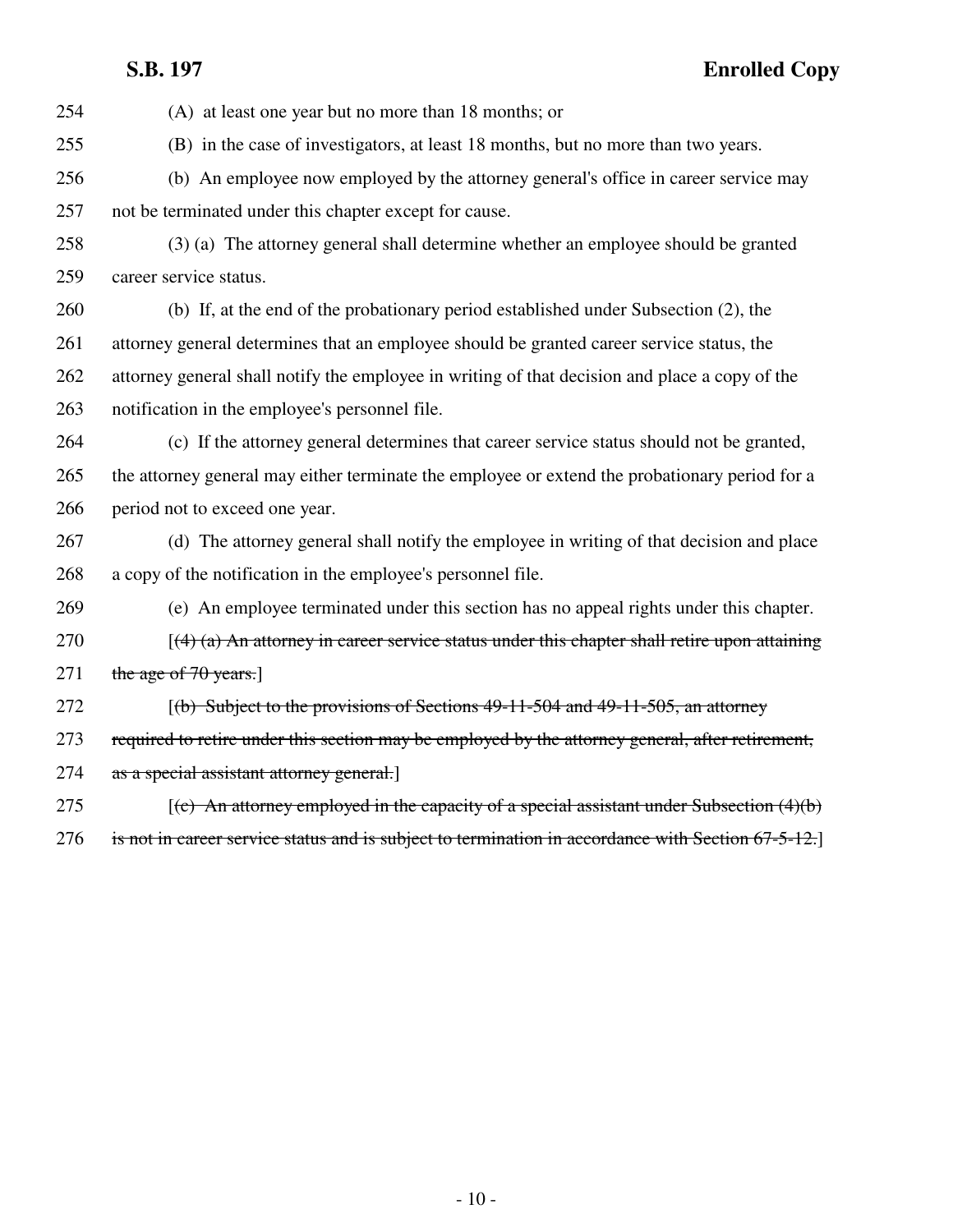254 (A) at least one year but no more than 18 months; or

255 (B) in the case of investigators, at least 18 months, but no more than two years.

256 (b) An employee now employed by the attorney general's office in career service may

257 not be terminated under this chapter except for cause.

258 (3) (a) The attorney general shall determine whether an employee should be granted

259 career service status.

260 (b) If, at the end of the probationary period established under Subsection (2), the

261 attorney general determines that an employee should be granted career service status, the

262 attorney general shall notify the employee in writing of that decision and place a copy of the

263 notification in the employee's personnel file.

264 (c) If the attorney general determines that career service status should not be granted,

265 the attorney general may either terminate the employee or extend the probationary period for a

266 period not to exceed one year.

267 (d) The attorney general shall notify the employee in writing of that decision and place

268 a copy of the notification in the employee's personnel file.

269 (e) An employee terminated under this section has no appeal rights under this chapter.

270 [~~(4) (a) An attorney in career service status under this chapter shall retire upon attaining~~

271 ~~the age of 70 years.~~]

272 [~~(b) Subject to the provisions of Sections 49-11-504 and 49-11-505, an attorney~~

273 ~~required to retire under this section may be employed by the attorney general, after retirement,~~

274 ~~as a special assistant attorney general.~~]

275 [~~(c) An attorney employed in the capacity of a special assistant under Subsection (4)(b)~~

276 ~~is not in career service status and is subject to termination in accordance with Section 67-5-12.~~]